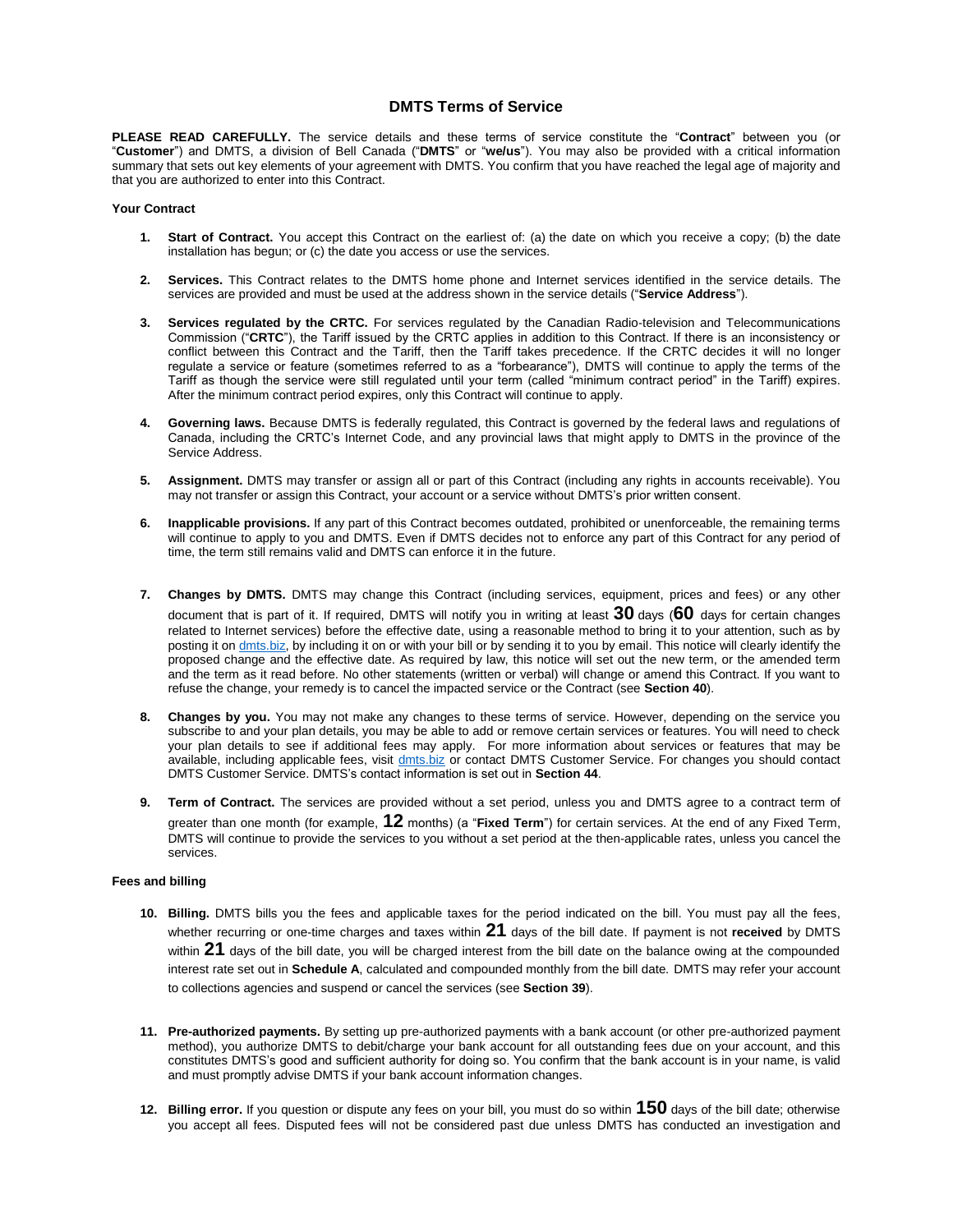# DMTS Terms of Service

**PLEASE READ CAREFULLY.** The service details and these terms of service constitute the "**Contract**" between you (or "**Customer**") and DMTS, a division of Bell Canada ("**DMTS**" or "**we/us**"). You may also be provided with a critical information summary that sets out key elements of your agreement with DMTS. You confirm that you have reached the legal age of majority and that you are authorized to enter into this Contract.

### Your Contract

1. **Start of Contract.** You accept this Contract on the earliest of: (a) the date on which you receive a copy; (b) the date installation has begun; or (c) the date you access or use the services.

2. **Services.** This Contract relates to the DMTS home phone and Internet services identified in the service details. The services are provided and must be used at the address shown in the service details ("**Service Address**").

3. **Services regulated by the CRTC.** For services regulated by the Canadian Radio-television and Telecommunications Commission ("**CRTC**"), the Tariff issued by the CRTC applies in addition to this Contract. If there is an inconsistency or conflict between this Contract and the Tariff, then the Tariff takes precedence. If the CRTC decides it will no longer regulate a service or feature (sometimes referred to as a "forbearance"), DMTS will continue to apply the terms of the Tariff as though the service were still regulated until your term (called "minimum contract period" in the Tariff) expires. After the minimum contract period expires, only this Contract will continue to apply.

4. **Governing laws.** Because DMTS is federally regulated, this Contract is governed by the federal laws and regulations of Canada, including the CRTC's Internet Code, and any provincial laws that might apply to DMTS in the province of the Service Address.

5. **Assignment.** DMTS may transfer or assign all or part of this Contract (including any rights in accounts receivable). You may not transfer or assign this Contract, your account or a service without DMTS's prior written consent.

6. **Inapplicable provisions.** If any part of this Contract becomes outdated, prohibited or unenforceable, the remaining terms will continue to apply to you and DMTS. Even if DMTS decides not to enforce any part of this Contract for any period of time, the term still remains valid and DMTS can enforce it in the future.

7. **Changes by DMTS.** DMTS may change this Contract (including services, equipment, prices and fees) or any other document that is part of it. If required, DMTS will notify you in writing at least **30** days (**60** days for certain changes related to Internet services) before the effective date, using a reasonable method to bring it to your attention, such as by posting it on dmts.biz, by including it on or with your bill or by sending it to you by email. This notice will clearly identify the proposed change and the effective date. As required by law, this notice will set out the new term, or the amended term and the term as it read before. No other statements (written or verbal) will change or amend this Contract. If you want to refuse the change, your remedy is to cancel the impacted service or the Contract (see **Section 40**).

8. **Changes by you.** You may not make any changes to these terms of service. However, depending on the service you subscribe to and your plan details, you may be able to add or remove certain services or features. You will need to check your plan details to see if additional fees may apply. For more information about services or features that may be available, including applicable fees, visit dmts.biz or contact DMTS Customer Service. For changes you should contact DMTS Customer Service. DMTS's contact information is set out in **Section 44**.

9. **Term of Contract.** The services are provided without a set period, unless you and DMTS agree to a contract term of greater than one month (for example, **12** months) (a "**Fixed Term**") for certain services. At the end of any Fixed Term, DMTS will continue to provide the services to you without a set period at the then-applicable rates, unless you cancel the services.

### Fees and billing

10. **Billing.** DMTS bills you the fees and applicable taxes for the period indicated on the bill. You must pay all the fees, whether recurring or one-time charges and taxes within **21** days of the bill date. If payment is not **received** by DMTS within **21** days of the bill date, you will be charged interest from the bill date on the balance owing at the compounded interest rate set out in **Schedule A**, calculated and compounded monthly from the bill date. DMTS may refer your account to collections agencies and suspend or cancel the services (see **Section 39**).

11. **Pre-authorized payments.** By setting up pre-authorized payments with a bank account (or other pre-authorized payment method), you authorize DMTS to debit/charge your bank account for all outstanding fees due on your account, and this constitutes DMTS's good and sufficient authority for doing so. You confirm that the bank account is in your name, is valid and must promptly advise DMTS if your bank account information changes.

12. **Billing error.** If you question or dispute any fees on your bill, you must do so within **150** days of the bill date; otherwise you accept all fees. Disputed fees will not be considered past due unless DMTS has conducted an investigation and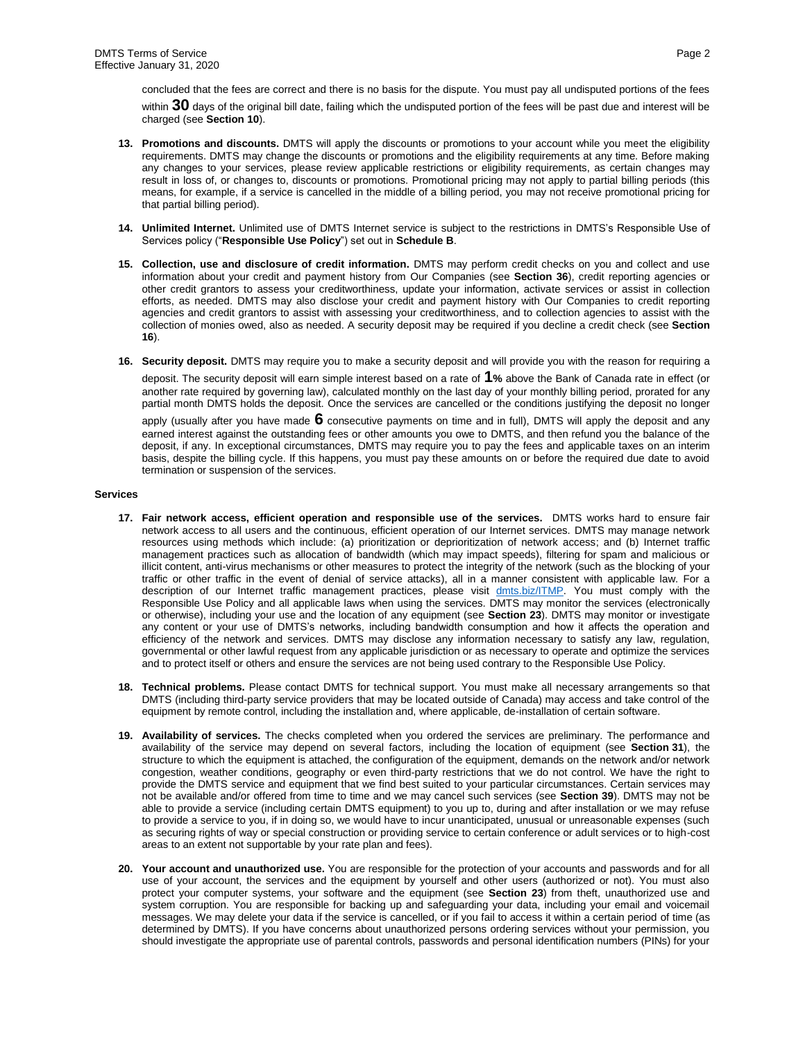concluded that the fees are correct and there is no basis for the dispute. You must pay all undisputed portions of the fees within **30** days of the original bill date, failing which the undisputed portion of the fees will be past due and interest will be charged (see **Section 10**).

13. **Promotions and discounts.** DMTS will apply the discounts or promotions to your account while you meet the eligibility requirements. DMTS may change the discounts or promotions and the eligibility requirements at any time. Before making any changes to your services, please review applicable restrictions or eligibility requirements, as certain changes may result in loss of, or changes to, discounts or promotions. Promotional pricing may not apply to partial billing periods (this means, for example, if a service is cancelled in the middle of a billing period, you may not receive promotional pricing for that partial billing period).

14. **Unlimited Internet.** Unlimited use of DMTS Internet service is subject to the restrictions in DMTS's Responsible Use of Services policy ("**Responsible Use Policy**") set out in **Schedule B**.

15. **Collection, use and disclosure of credit information.** DMTS may perform credit checks on you and collect and use information about your credit and payment history from Our Companies (see **Section 36**), credit reporting agencies or other credit grantors to assess your creditworthiness, update your information, activate services or assist in collection efforts, as needed. DMTS may also disclose your credit and payment history with Our Companies to credit reporting agencies and credit grantors to assist with assessing your creditworthiness, and to collection agencies to assist with the collection of monies owed, also as needed. A security deposit may be required if you decline a credit check (see **Section 16**).

16. **Security deposit.** DMTS may require you to make a security deposit and will provide you with the reason for requiring a deposit. The security deposit will earn simple interest based on a rate of **1%** above the Bank of Canada rate in effect (or another rate required by governing law), calculated monthly on the last day of your monthly billing period, prorated for any partial month DMTS holds the deposit. Once the services are cancelled or the conditions justifying the deposit no longer apply (usually after you have made **6** consecutive payments on time and in full), DMTS will apply the deposit and any earned interest against the outstanding fees or other amounts you owe to DMTS, and then refund you the balance of the deposit, if any. In exceptional circumstances, DMTS may require you to pay the fees and applicable taxes on an interim basis, despite the billing cycle. If this happens, you must pay these amounts on or before the required due date to avoid termination or suspension of the services.

**Services**

17. **Fair network access, efficient operation and responsible use of the services.** DMTS works hard to ensure fair network access to all users and the continuous, efficient operation of our Internet services. DMTS may manage network resources using methods which include: (a) prioritization or deprioritization of network access; and (b) Internet traffic management practices such as allocation of bandwidth (which may impact speeds), filtering for spam and malicious or illicit content, anti-virus mechanisms or other measures to protect the integrity of the network (such as the blocking of your traffic or other traffic in the event of denial of service attacks), all in a manner consistent with applicable law. For a description of our Internet traffic management practices, please visit [dmts.biz/ITMP](dmts.biz/ITMP). You must comply with the Responsible Use Policy and all applicable laws when using the services. DMTS may monitor the services (electronically or otherwise), including your use and the location of any equipment (see **Section 23**). DMTS may monitor or investigate any content or your use of DMTS's networks, including bandwidth consumption and how it affects the operation and efficiency of the network and services. DMTS may disclose any information necessary to satisfy any law, regulation, governmental or other lawful request from any applicable jurisdiction or as necessary to operate and optimize the services and to protect itself or others and ensure the services are not being used contrary to the Responsible Use Policy.

18. **Technical problems.** Please contact DMTS for technical support. You must make all necessary arrangements so that DMTS (including third-party service providers that may be located outside of Canada) may access and take control of the equipment by remote control, including the installation and, where applicable, de-installation of certain software.

19. **Availability of services.** The checks completed when you ordered the services are preliminary. The performance and availability of the service may depend on several factors, including the location of equipment (see **Section 31**), the structure to which the equipment is attached, the configuration of the equipment, demands on the network and/or network congestion, weather conditions, geography or even third-party restrictions that we do not control. We have the right to provide the DMTS service and equipment that we find best suited to your particular circumstances. Certain services may not be available and/or offered from time to time and we may cancel such services (see **Section 39**). DMTS may not be able to provide a service (including certain DMTS equipment) to you up to, during and after installation or we may refuse to provide a service to you, if in doing so, we would have to incur unanticipated, unusual or unreasonable expenses (such as securing rights of way or special construction or providing service to certain conference or adult services or to high-cost areas to an extent not supportable by your rate plan and fees).

20. **Your account and unauthorized use.** You are responsible for the protection of your accounts and passwords and for all use of your account, the services and the equipment by yourself and other users (authorized or not). You must also protect your computer systems, your software and the equipment (see **Section 23**) from theft, unauthorized use and system corruption. You are responsible for backing up and safeguarding your data, including your email and voicemail messages. We may delete your data if the service is cancelled, or if you fail to access it within a certain period of time (as determined by DMTS). If you have concerns about unauthorized persons ordering services without your permission, you should investigate the appropriate use of parental controls, passwords and personal identification numbers (PINs) for your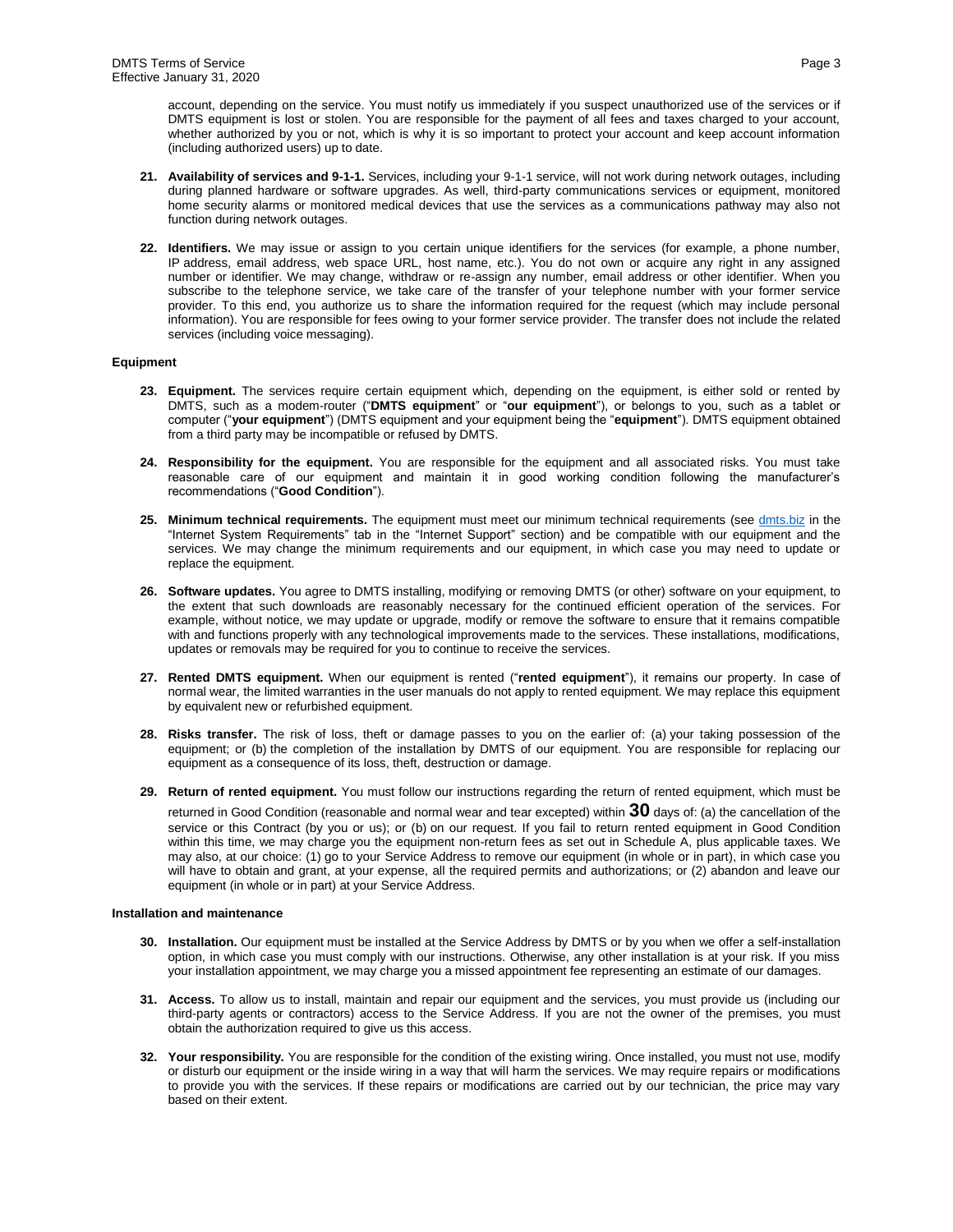account, depending on the service. You must notify us immediately if you suspect unauthorized use of the services or if DMTS equipment is lost or stolen. You are responsible for the payment of all fees and taxes charged to your account, whether authorized by you or not, which is why it is so important to protect your account and keep account information (including authorized users) up to date.

21. **Availability of services and 9-1-1.** Services, including your 9-1-1 service, will not work during network outages, including during planned hardware or software upgrades. As well, third-party communications services or equipment, monitored home security alarms or monitored medical devices that use the services as a communications pathway may also not function during network outages.

22. **Identifiers.** We may issue or assign to you certain unique identifiers for the services (for example, a phone number, IP address, email address, web space URL, host name, etc.). You do not own or acquire any right in any assigned number or identifier. We may change, withdraw or re-assign any number, email address or other identifier. When you subscribe to the telephone service, we take care of the transfer of your telephone number with your former service provider. To this end, you authorize us to share the information required for the request (which may include personal information). You are responsible for fees owing to your former service provider. The transfer does not include the related services (including voice messaging).

**Equipment**

23. **Equipment.** The services require certain equipment which, depending on the equipment, is either sold or rented by DMTS, such as a modem-router ("**DMTS equipment**" or "**our equipment**"), or belongs to you, such as a tablet or computer ("**your equipment**") (DMTS equipment and your equipment being the "**equipment**"). DMTS equipment obtained from a third party may be incompatible or refused by DMTS.

24. **Responsibility for the equipment.** You are responsible for the equipment and all associated risks. You must take reasonable care of our equipment and maintain it in good working condition following the manufacturer's recommendations ("**Good Condition**").

25. **Minimum technical requirements.** The equipment must meet our minimum technical requirements (see dmts.biz in the "Internet System Requirements" tab in the "Internet Support" section) and be compatible with our equipment and the services. We may change the minimum requirements and our equipment, in which case you may need to update or replace the equipment.

26. **Software updates.** You agree to DMTS installing, modifying or removing DMTS (or other) software on your equipment, to the extent that such downloads are reasonably necessary for the continued efficient operation of the services. For example, without notice, we may update or upgrade, modify or remove the software to ensure that it remains compatible with and functions properly with any technological improvements made to the services. These installations, modifications, updates or removals may be required for you to continue to receive the services.

27. **Rented DMTS equipment.** When our equipment is rented ("**rented equipment**"), it remains our property. In case of normal wear, the limited warranties in the user manuals do not apply to rented equipment. We may replace this equipment by equivalent new or refurbished equipment.

28. **Risks transfer.** The risk of loss, theft or damage passes to you on the earlier of: (a) your taking possession of the equipment; or (b) the completion of the installation by DMTS of our equipment. You are responsible for replacing our equipment as a consequence of its loss, theft, destruction or damage.

29. **Return of rented equipment.** You must follow our instructions regarding the return of rented equipment, which must be returned in Good Condition (reasonable and normal wear and tear excepted) within **30** days of: (a) the cancellation of the service or this Contract (by you or us); or (b) on our request. If you fail to return rented equipment in Good Condition within this time, we may charge you the equipment non-return fees as set out in Schedule A, plus applicable taxes. We may also, at our choice: (1) go to your Service Address to remove our equipment (in whole or in part), in which case you will have to obtain and grant, at your expense, all the required permits and authorizations; or (2) abandon and leave our equipment (in whole or in part) at your Service Address.

**Installation and maintenance**

30. **Installation.** Our equipment must be installed at the Service Address by DMTS or by you when we offer a self-installation option, in which case you must comply with our instructions. Otherwise, any other installation is at your risk. If you miss your installation appointment, we may charge you a missed appointment fee representing an estimate of our damages.

31. **Access.** To allow us to install, maintain and repair our equipment and the services, you must provide us (including our third-party agents or contractors) access to the Service Address. If you are not the owner of the premises, you must obtain the authorization required to give us this access.

32. **Your responsibility.** You are responsible for the condition of the existing wiring. Once installed, you must not use, modify or disturb our equipment or the inside wiring in a way that will harm the services. We may require repairs or modifications to provide you with the services. If these repairs or modifications are carried out by our technician, the price may vary based on their extent.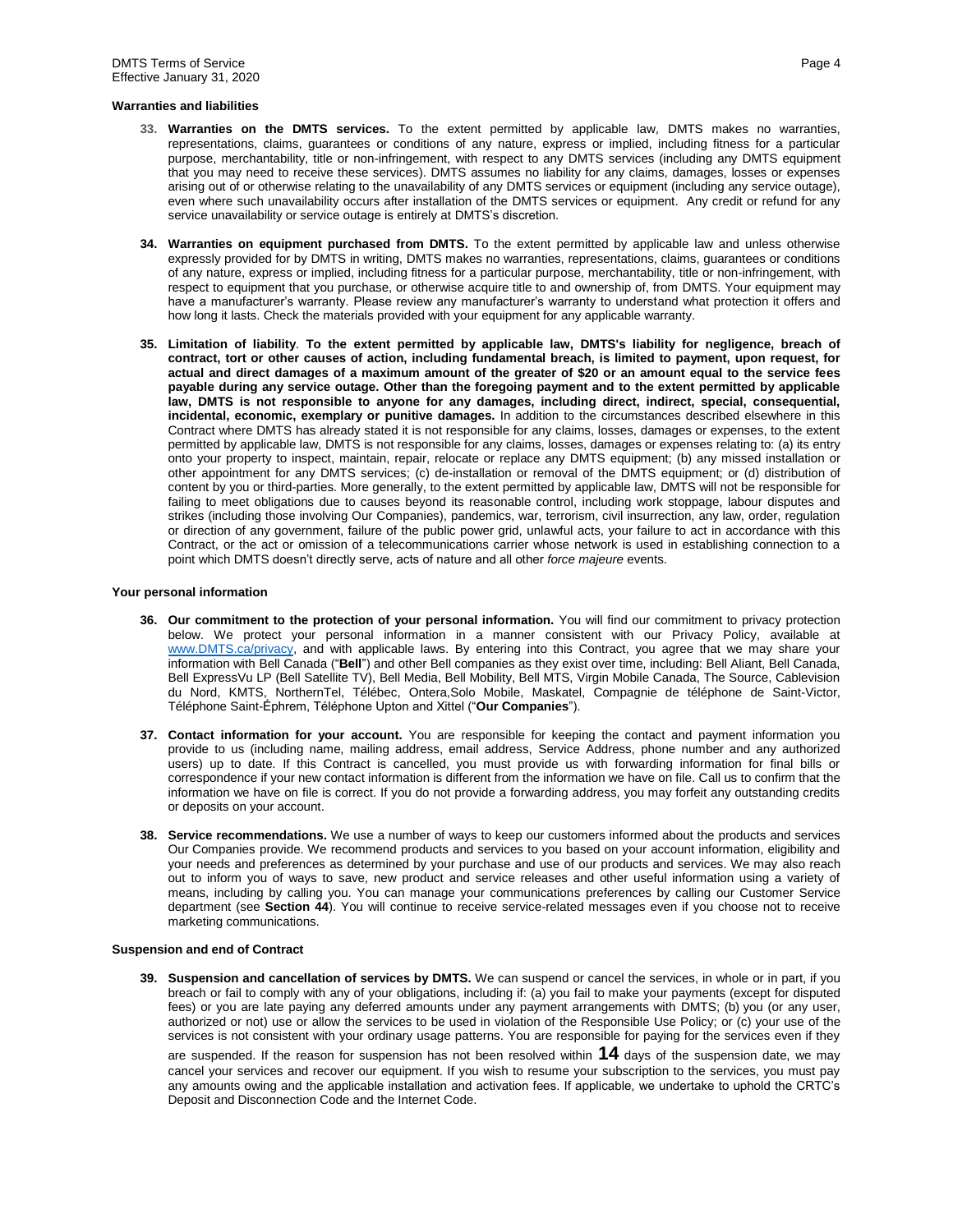## Warranties and liabilities

**33. Warranties on the DMTS services.** To the extent permitted by applicable law, DMTS makes no warranties, representations, claims, guarantees or conditions of any nature, express or implied, including fitness for a particular purpose, merchantability, title or non-infringement, with respect to any DMTS services (including any DMTS equipment that you may need to receive these services). DMTS assumes no liability for any claims, damages, losses or expenses arising out of or otherwise relating to the unavailability of any DMTS services or equipment (including any service outage), even where such unavailability occurs after installation of the DMTS services or equipment. Any credit or refund for any service unavailability or service outage is entirely at DMTS's discretion.

**34. Warranties on equipment purchased from DMTS.** To the extent permitted by applicable law and unless otherwise expressly provided for by DMTS in writing, DMTS makes no warranties, representations, claims, guarantees or conditions of any nature, express or implied, including fitness for a particular purpose, merchantability, title or non-infringement, with respect to equipment that you purchase, or otherwise acquire title to and ownership of, from DMTS. Your equipment may have a manufacturer's warranty. Please review any manufacturer's warranty to understand what protection it offers and how long it lasts. Check the materials provided with your equipment for any applicable warranty.

**35. Limitation of liability**. **To the extent permitted by applicable law, DMTS's liability for negligence, breach of contract, tort or other causes of action, including fundamental breach, is limited to payment, upon request, for actual and direct damages of a maximum amount of the greater of $20 or an amount equal to the service fees payable during any service outage. Other than the foregoing payment and to the extent permitted by applicable law, DMTS is not responsible to anyone for any damages, including direct, indirect, special, consequential, incidental, economic, exemplary or punitive damages.** In addition to the circumstances described elsewhere in this Contract where DMTS has already stated it is not responsible for any claims, losses, damages or expenses, to the extent permitted by applicable law, DMTS is not responsible for any claims, losses, damages or expenses relating to: (a) its entry onto your property to inspect, maintain, repair, relocate or replace any DMTS equipment; (b) any missed installation or other appointment for any DMTS services; (c) de-installation or removal of the DMTS equipment; or (d) distribution of content by you or third-parties. More generally, to the extent permitted by applicable law, DMTS will not be responsible for failing to meet obligations due to causes beyond its reasonable control, including work stoppage, labour disputes and strikes (including those involving Our Companies), pandemics, war, terrorism, civil insurrection, any law, order, regulation or direction of any government, failure of the public power grid, unlawful acts, your failure to act in accordance with this Contract, or the act or omission of a telecommunications carrier whose network is used in establishing connection to a point which DMTS doesn't directly serve, acts of nature and all other *force majeure* events.

## Your personal information

**36. Our commitment to the protection of your personal information.** You will find our commitment to privacy protection below. We protect your personal information in a manner consistent with our Privacy Policy, available at www.DMTS.ca/privacy, and with applicable laws. By entering into this Contract, you agree that we may share your information with Bell Canada ("**Bell**") and other Bell companies as they exist over time, including: Bell Aliant, Bell Canada, Bell ExpressVu LP (Bell Satellite TV), Bell Media, Bell Mobility, Bell MTS, Virgin Mobile Canada, The Source, Cablevision du Nord, KMTS, NorthernTel, Télébec, Ontera,Solo Mobile, Maskatel, Compagnie de téléphone de Saint-Victor, Téléphone Saint-Éphrem, Téléphone Upton and Xittel ("**Our Companies**").

**37. Contact information for your account.** You are responsible for keeping the contact and payment information you provide to us (including name, mailing address, email address, Service Address, phone number and any authorized users) up to date. If this Contract is cancelled, you must provide us with forwarding information for final bills or correspondence if your new contact information is different from the information we have on file. Call us to confirm that the information we have on file is correct. If you do not provide a forwarding address, you may forfeit any outstanding credits or deposits on your account.

**38. Service recommendations.** We use a number of ways to keep our customers informed about the products and services Our Companies provide. We recommend products and services to you based on your account information, eligibility and your needs and preferences as determined by your purchase and use of our products and services. We may also reach out to inform you of ways to save, new product and service releases and other useful information using a variety of means, including by calling you. You can manage your communications preferences by calling our Customer Service department (see **Section 44**). You will continue to receive service-related messages even if you choose not to receive marketing communications.

## Suspension and end of Contract

**39. Suspension and cancellation of services by DMTS.** We can suspend or cancel the services, in whole or in part, if you breach or fail to comply with any of your obligations, including if: (a) you fail to make your payments (except for disputed fees) or you are late paying any deferred amounts under any payment arrangements with DMTS; (b) you (or any user, authorized or not) use or allow the services to be used in violation of the Responsible Use Policy; or (c) your use of the services is not consistent with your ordinary usage patterns. You are responsible for paying for the services even if they are suspended. If the reason for suspension has not been resolved within **14** days of the suspension date, we may cancel your services and recover our equipment. If you wish to resume your subscription to the services, you must pay any amounts owing and the applicable installation and activation fees. If applicable, we undertake to uphold the CRTC's Deposit and Disconnection Code and the Internet Code.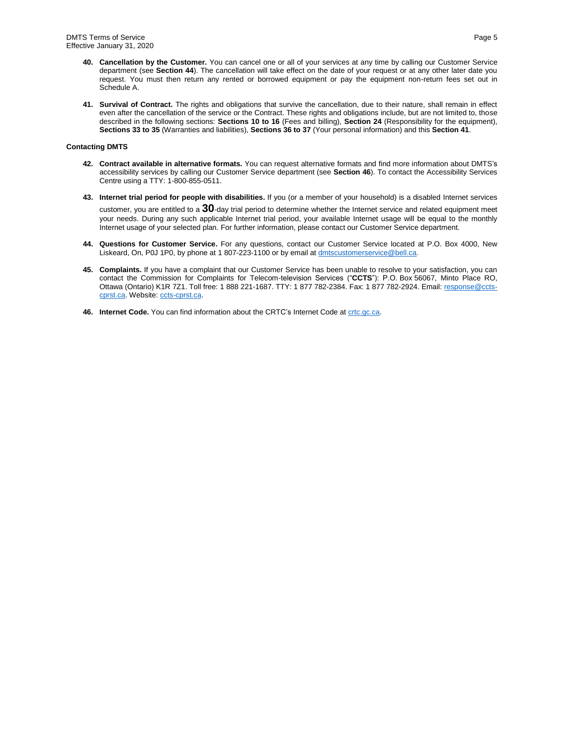40. **Cancellation by the Customer.** You can cancel one or all of your services at any time by calling our Customer Service department (see **Section 44**). The cancellation will take effect on the date of your request or at any other later date you request. You must then return any rented or borrowed equipment or pay the equipment non-return fees set out in Schedule A.

41. **Survival of Contract.** The rights and obligations that survive the cancellation, due to their nature, shall remain in effect even after the cancellation of the service or the Contract. These rights and obligations include, but are not limited to, those described in the following sections: **Sections 10 to 16** (Fees and billing), **Section 24** (Responsibility for the equipment), **Sections 33 to 35** (Warranties and liabilities), **Sections 36 to 37** (Your personal information) and this **Section 41**.

**Contacting DMTS**

42. **Contract available in alternative formats.** You can request alternative formats and find more information about DMTS's accessibility services by calling our Customer Service department (see **Section 46**). To contact the Accessibility Services Centre using a TTY: 1-800-855-0511.

43. **Internet trial period for people with disabilities.** If you (or a member of your household) is a disabled Internet services customer, you are entitled to a **30**-day trial period to determine whether the Internet service and related equipment meet your needs. During any such applicable Internet trial period, your available Internet usage will be equal to the monthly Internet usage of your selected plan. For further information, please contact our Customer Service department.

44. **Questions for Customer Service.** For any questions, contact our Customer Service located at P.O. Box 4000, New Liskeard, On, P0J 1P0, by phone at 1 807-223-1100 or by email at dmtscustomerservice@bell.ca.

45. **Complaints.** If you have a complaint that our Customer Service has been unable to resolve to your satisfaction, you can contact the Commission for Complaints for Telecom-television Services ("**CCTS**"): P.O. Box 56067, Minto Place RO, Ottawa (Ontario) K1R 7Z1. Toll free: 1 888 221-1687. TTY: 1 877 782-2384. Fax: 1 877 782-2924. Email: response@ccts-cprst.ca. Website: ccts-cprst.ca.

46. **Internet Code.** You can find information about the CRTC's Internet Code at crtc.gc.ca.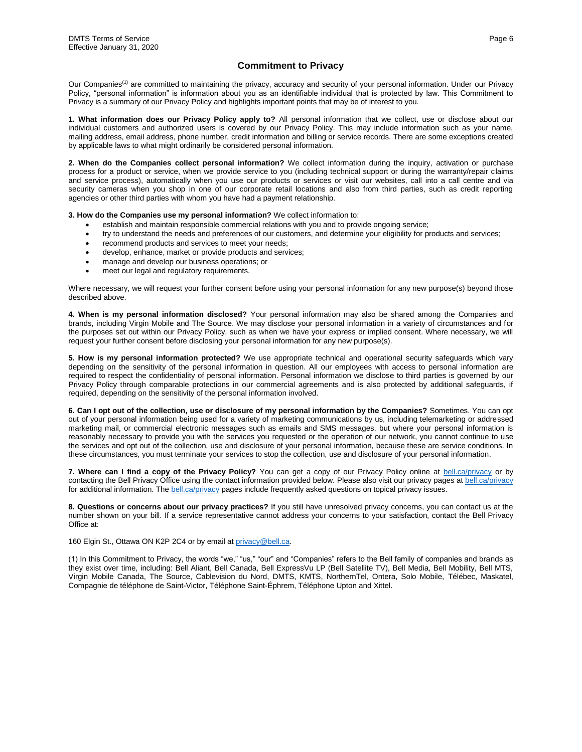## Commitment to Privacy

Our Companies[1] are committed to maintaining the privacy, accuracy and security of your personal information. Under our Privacy Policy, "personal information" is information about you as an identifiable individual that is protected by law. This Commitment to Privacy is a summary of our Privacy Policy and highlights important points that may be of interest to you.

**1. What information does our Privacy Policy apply to?** All personal information that we collect, use or disclose about our individual customers and authorized users is covered by our Privacy Policy. This may include information such as your name, mailing address, email address, phone number, credit information and billing or service records. There are some exceptions created by applicable laws to what might ordinarily be considered personal information.

**2. When do the Companies collect personal information?** We collect information during the inquiry, activation or purchase process for a product or service, when we provide service to you (including technical support or during the warranty/repair claims and service process), automatically when you use our products or services or visit our websites, call into a call centre and via security cameras when you shop in one of our corporate retail locations and also from third parties, such as credit reporting agencies or other third parties with whom you have had a payment relationship.

**3. How do the Companies use my personal information?** We collect information to:

- establish and maintain responsible commercial relations with you and to provide ongoing service;
- try to understand the needs and preferences of our customers, and determine your eligibility for products and services;
- recommend products and services to meet your needs;
- develop, enhance, market or provide products and services;
- manage and develop our business operations; or
- meet our legal and regulatory requirements.

Where necessary, we will request your further consent before using your personal information for any new purpose(s) beyond those described above.

**4. When is my personal information disclosed?** Your personal information may also be shared among the Companies and brands, including Virgin Mobile and The Source. We may disclose your personal information in a variety of circumstances and for the purposes set out within our Privacy Policy, such as when we have your express or implied consent. Where necessary, we will request your further consent before disclosing your personal information for any new purpose(s).

**5. How is my personal information protected?** We use appropriate technical and operational security safeguards which vary depending on the sensitivity of the personal information in question. All our employees with access to personal information are required to respect the confidentiality of personal information. Personal information we disclose to third parties is governed by our Privacy Policy through comparable protections in our commercial agreements and is also protected by additional safeguards, if required, depending on the sensitivity of the personal information involved.

**6. Can I opt out of the collection, use or disclosure of my personal information by the Companies?** Sometimes. You can opt out of your personal information being used for a variety of marketing communications by us, including telemarketing or addressed marketing mail, or commercial electronic messages such as emails and SMS messages, but where your personal information is reasonably necessary to provide you with the services you requested or the operation of our network, you cannot continue to use the services and opt out of the collection, use and disclosure of your personal information, because these are service conditions. In these circumstances, you must terminate your services to stop the collection, use and disclosure of your personal information.

**7. Where can I find a copy of the Privacy Policy?** You can get a copy of our Privacy Policy online at bell.ca/privacy or by contacting the Bell Privacy Office using the contact information provided below. Please also visit our privacy pages at bell.ca/privacy for additional information. The bell.ca/privacy pages include frequently asked questions on topical privacy issues.

**8. Questions or concerns about our privacy practices?** If you still have unresolved privacy concerns, you can contact us at the number shown on your bill. If a service representative cannot address your concerns to your satisfaction, contact the Bell Privacy Office at:

160 Elgin St., Ottawa ON K2P 2C4 or by email at privacy@bell.ca.

(1) In this Commitment to Privacy, the words "we," "us," "our" and "Companies" refers to the Bell family of companies and brands as they exist over time, including: Bell Aliant, Bell Canada, Bell ExpressVu LP (Bell Satellite TV), Bell Media, Bell Mobility, Bell MTS, Virgin Mobile Canada, The Source, Cablevision du Nord, DMTS, KMTS, NorthernTel, Ontera, Solo Mobile, Télébec, Maskatel, Compagnie de téléphone de Saint-Victor, Téléphone Saint-Éphrem, Téléphone Upton and Xittel.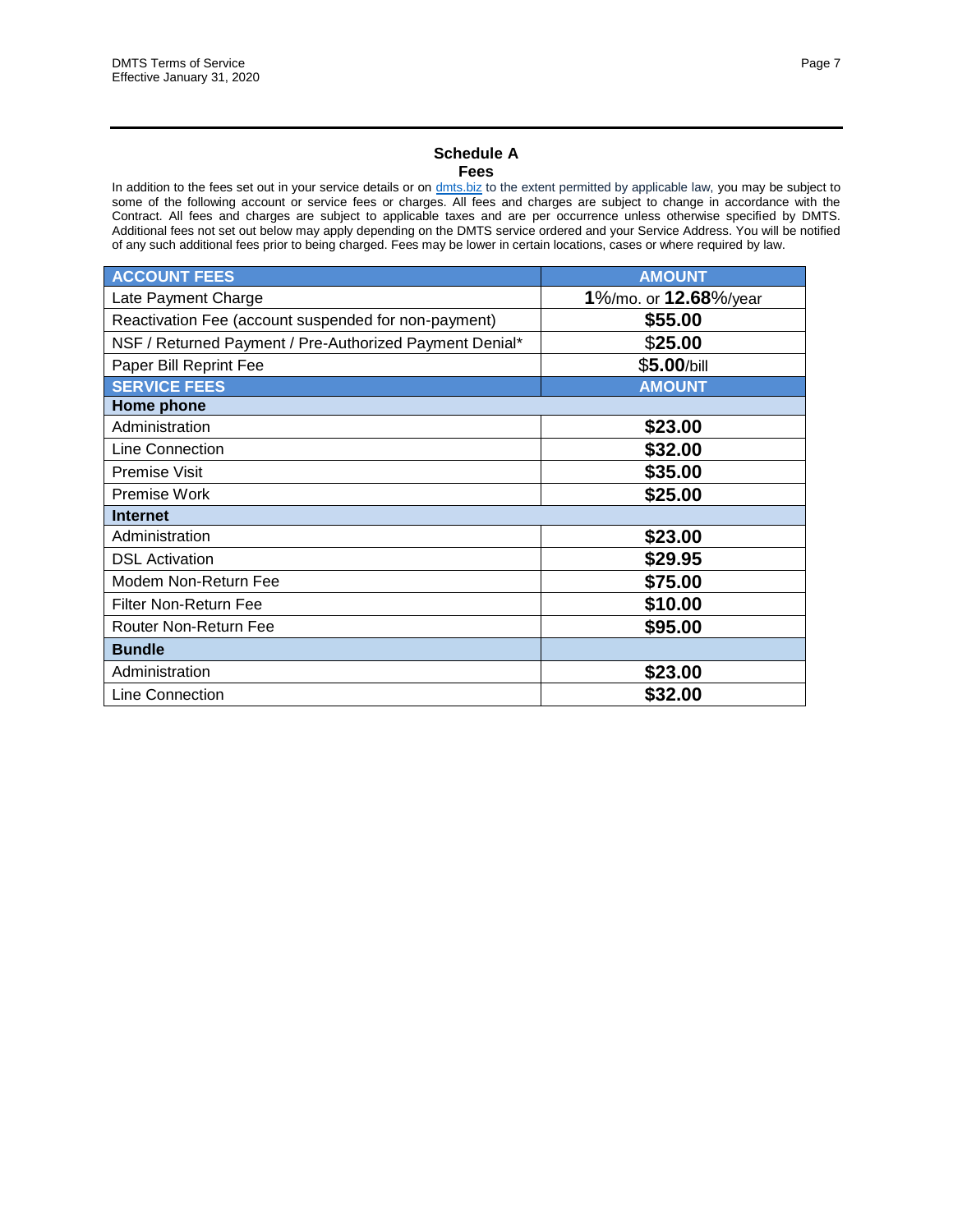## Schedule A
## Fees

In addition to the fees set out in your service details or on dmts.biz to the extent permitted by applicable law, you may be subject to some of the following account or service fees or charges. All fees and charges are subject to change in accordance with the Contract. All fees and charges are subject to applicable taxes and are per occurrence unless otherwise specified by DMTS. Additional fees not set out below may apply depending on the DMTS service ordered and your Service Address. You will be notified of any such additional fees prior to being charged. Fees may be lower in certain locations, cases or where required by law.

| ACCOUNT FEES | AMOUNT |
|---|---|
| Late Payment Charge | **1**%/mo. or **12.68**%/year |
| Reactivation Fee (account suspended for non-payment) | **$55.00** |
| NSF / Returned Payment / Pre-Authorized Payment Denial* | $**25.00** |
| Paper Bill Reprint Fee | $**5.00**/bill |
| **SERVICE FEES** | **AMOUNT** |
| **Home phone** | |
| Administration | **$23.00** |
| Line Connection | **$32.00** |
| Premise Visit | **$35.00** |
| Premise Work | **$25.00** |
| **Internet** | |
| Administration | **$23.00** |
| DSL Activation | **$29.95** |
| Modem Non-Return Fee | **$75.00** |
| Filter Non-Return Fee | **$10.00** |
| Router Non-Return Fee | **$95.00** |
| **Bundle** | |
| Administration | **$23.00** |
| Line Connection | **$32.00** |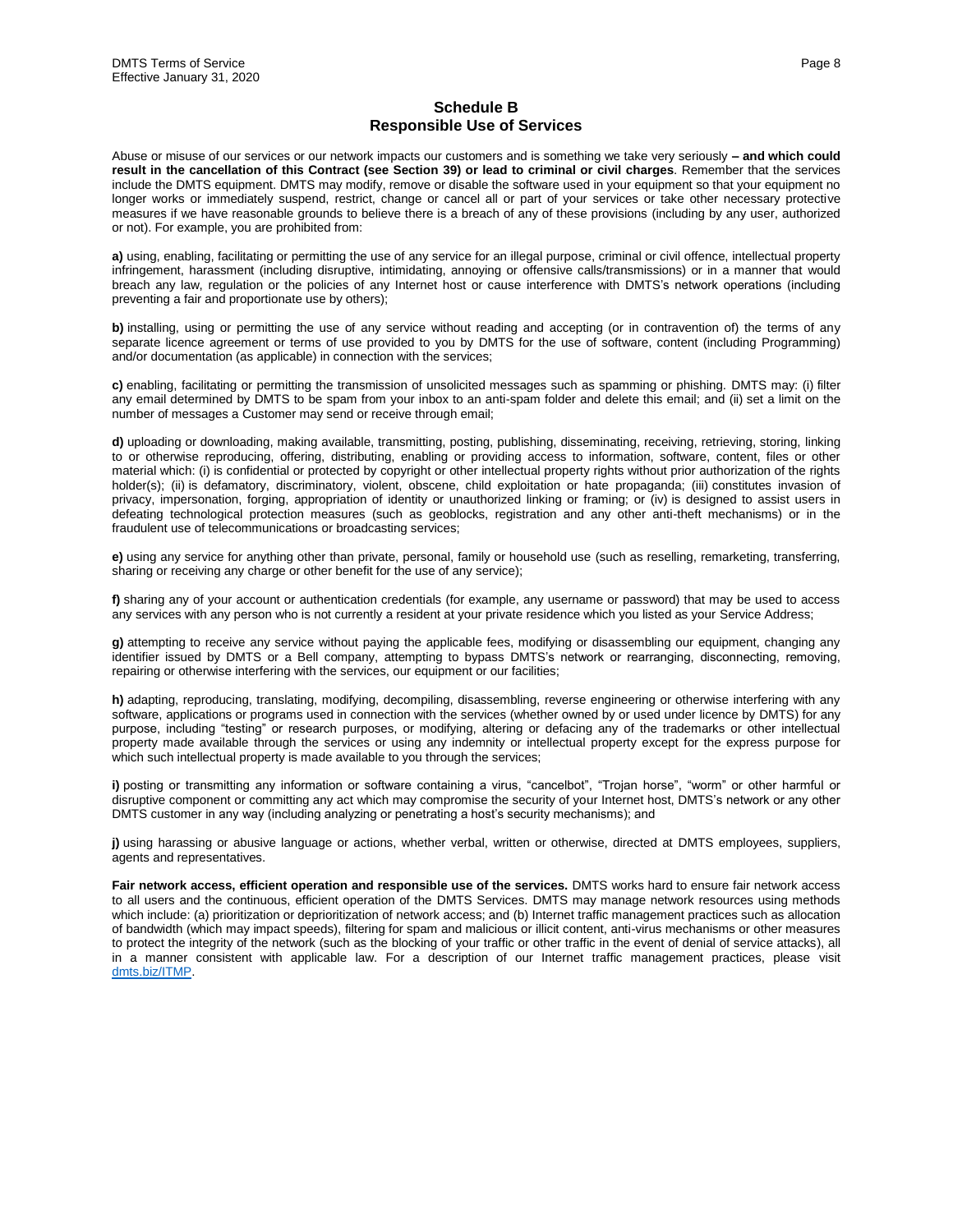## Schedule B
## Responsible Use of Services

Abuse or misuse of our services or our network impacts our customers and is something we take very seriously **– and which could result in the cancellation of this Contract (see Section 39) or lead to criminal or civil charges**. Remember that the services include the DMTS equipment. DMTS may modify, remove or disable the software used in your equipment so that your equipment no longer works or immediately suspend, restrict, change or cancel all or part of your services or take other necessary protective measures if we have reasonable grounds to believe there is a breach of any of these provisions (including by any user, authorized or not). For example, you are prohibited from:

**a)** using, enabling, facilitating or permitting the use of any service for an illegal purpose, criminal or civil offence, intellectual property infringement, harassment (including disruptive, intimidating, annoying or offensive calls/transmissions) or in a manner that would breach any law, regulation or the policies of any Internet host or cause interference with DMTS's network operations (including preventing a fair and proportionate use by others);

**b)** installing, using or permitting the use of any service without reading and accepting (or in contravention of) the terms of any separate licence agreement or terms of use provided to you by DMTS for the use of software, content (including Programming) and/or documentation (as applicable) in connection with the services;

**c)** enabling, facilitating or permitting the transmission of unsolicited messages such as spamming or phishing. DMTS may: (i) filter any email determined by DMTS to be spam from your inbox to an anti-spam folder and delete this email; and (ii) set a limit on the number of messages a Customer may send or receive through email;

**d)** uploading or downloading, making available, transmitting, posting, publishing, disseminating, receiving, retrieving, storing, linking to or otherwise reproducing, offering, distributing, enabling or providing access to information, software, content, files or other material which: (i) is confidential or protected by copyright or other intellectual property rights without prior authorization of the rights holder(s); (ii) is defamatory, discriminatory, violent, obscene, child exploitation or hate propaganda; (iii) constitutes invasion of privacy, impersonation, forging, appropriation of identity or unauthorized linking or framing; or (iv) is designed to assist users in defeating technological protection measures (such as geoblocks, registration and any other anti-theft mechanisms) or in the fraudulent use of telecommunications or broadcasting services;

**e)** using any service for anything other than private, personal, family or household use (such as reselling, remarketing, transferring, sharing or receiving any charge or other benefit for the use of any service);

**f)** sharing any of your account or authentication credentials (for example, any username or password) that may be used to access any services with any person who is not currently a resident at your private residence which you listed as your Service Address;

**g)** attempting to receive any service without paying the applicable fees, modifying or disassembling our equipment, changing any identifier issued by DMTS or a Bell company, attempting to bypass DMTS's network or rearranging, disconnecting, removing, repairing or otherwise interfering with the services, our equipment or our facilities;

**h)** adapting, reproducing, translating, modifying, decompiling, disassembling, reverse engineering or otherwise interfering with any software, applications or programs used in connection with the services (whether owned by or used under licence by DMTS) for any purpose, including "testing" or research purposes, or modifying, altering or defacing any of the trademarks or other intellectual property made available through the services or using any indemnity or intellectual property except for the express purpose for which such intellectual property is made available to you through the services;

**i)** posting or transmitting any information or software containing a virus, "cancelbot", "Trojan horse", "worm" or other harmful or disruptive component or committing any act which may compromise the security of your Internet host, DMTS's network or any other DMTS customer in any way (including analyzing or penetrating a host's security mechanisms); and

**j)** using harassing or abusive language or actions, whether verbal, written or otherwise, directed at DMTS employees, suppliers, agents and representatives.

**Fair network access, efficient operation and responsible use of the services.** DMTS works hard to ensure fair network access to all users and the continuous, efficient operation of the DMTS Services. DMTS may manage network resources using methods which include: (a) prioritization or deprioritization of network access; and (b) Internet traffic management practices such as allocation of bandwidth (which may impact speeds), filtering for spam and malicious or illicit content, anti-virus mechanisms or other measures to protect the integrity of the network (such as the blocking of your traffic or other traffic in the event of denial of service attacks), all in a manner consistent with applicable law. For a description of our Internet traffic management practices, please visit dmts.biz/ITMP.